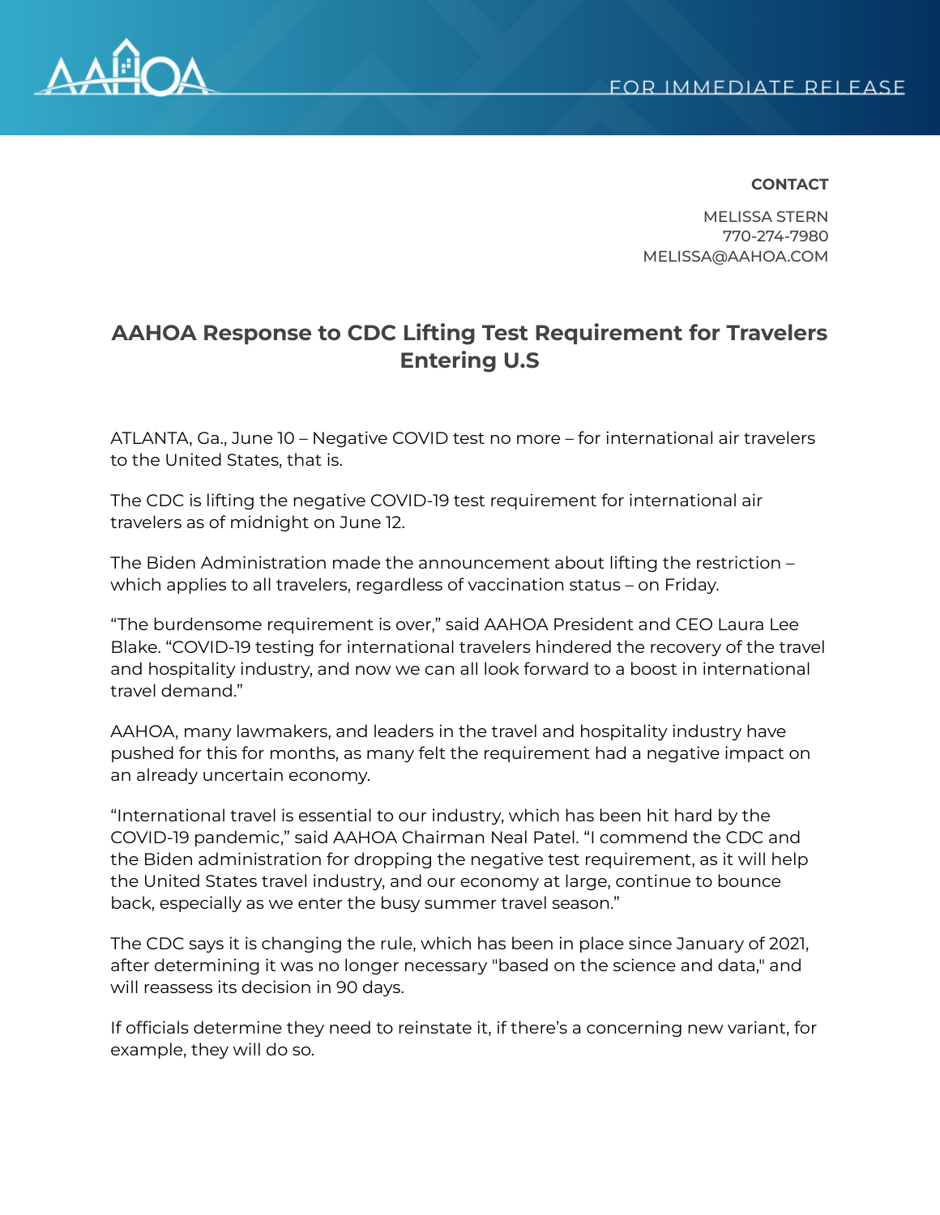FOR IMMEDIATE RELEASE

**CONTACT**

MELISSA STERN
770-274-7980
MELISSA@AAHOA.COM

# AAHOA Response to CDC Lifting Test Requirement for Travelers Entering U.S

ATLANTA, Ga., June 10 – Negative COVID test no more – for international air travelers to the United States, that is.

The CDC is lifting the negative COVID-19 test requirement for international air travelers as of midnight on June 12.

The Biden Administration made the announcement about lifting the restriction – which applies to all travelers, regardless of vaccination status – on Friday.

"The burdensome requirement is over," said AAHOA President and CEO Laura Lee Blake. "COVID-19 testing for international travelers hindered the recovery of the travel and hospitality industry, and now we can all look forward to a boost in international travel demand."

AAHOA, many lawmakers, and leaders in the travel and hospitality industry have pushed for this for months, as many felt the requirement had a negative impact on an already uncertain economy.

"International travel is essential to our industry, which has been hit hard by the COVID-19 pandemic," said AAHOA Chairman Neal Patel. "I commend the CDC and the Biden administration for dropping the negative test requirement, as it will help the United States travel industry, and our economy at large, continue to bounce back, especially as we enter the busy summer travel season."

The CDC says it is changing the rule, which has been in place since January of 2021, after determining it was no longer necessary "based on the science and data," and will reassess its decision in 90 days.

If officials determine they need to reinstate it, if there's a concerning new variant, for example, they will do so.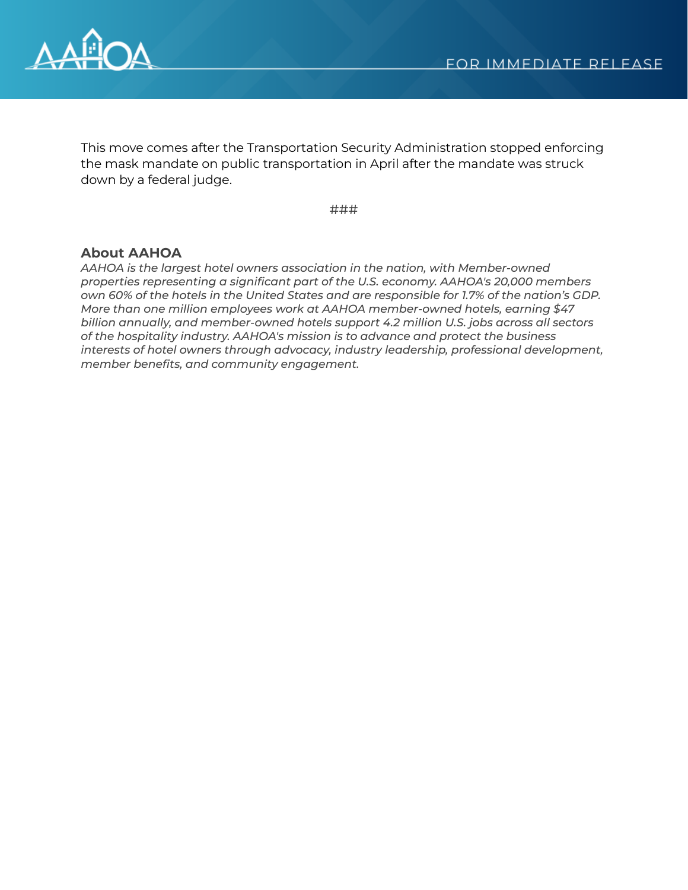This move comes after the Transportation Security Administration stopped enforcing the mask mandate on public transportation in April after the mandate was struck down by a federal judge.

###

## About AAHOA

*AAHOA is the largest hotel owners association in the nation, with Member-owned properties representing a significant part of the U.S. economy. AAHOA's 20,000 members own 60% of the hotels in the United States and are responsible for 1.7% of the nation's GDP. More than one million employees work at AAHOA member-owned hotels, earning $47 billion annually, and member-owned hotels support 4.2 million U.S. jobs across all sectors of the hospitality industry. AAHOA's mission is to advance and protect the business interests of hotel owners through advocacy, industry leadership, professional development, member benefits, and community engagement.*